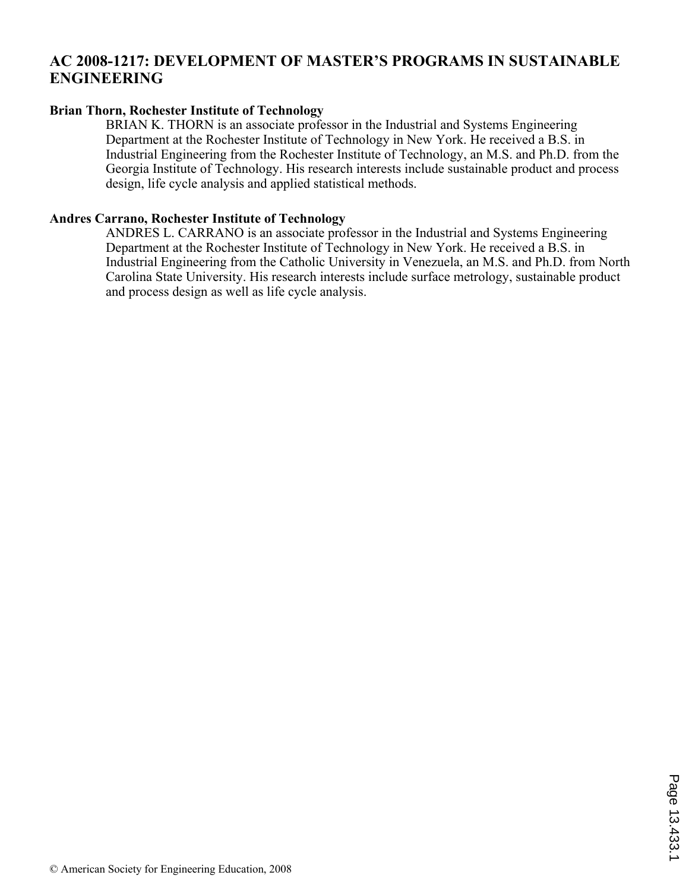# AC 2008-1217: DEVELOPMENT OF MASTER'S PROGRAMS IN SUSTAINABLE ENGINEERING

**Brian Thorn, Rochester Institute of Technology**

BRIAN K. THORN is an associate professor in the Industrial and Systems Engineering Department at the Rochester Institute of Technology in New York. He received a B.S. in Industrial Engineering from the Rochester Institute of Technology, an M.S. and Ph.D. from the Georgia Institute of Technology. His research interests include sustainable product and process design, life cycle analysis and applied statistical methods.

**Andres Carrano, Rochester Institute of Technology**

ANDRES L. CARRANO is an associate professor in the Industrial and Systems Engineering Department at the Rochester Institute of Technology in New York. He received a B.S. in Industrial Engineering from the Catholic University in Venezuela, an M.S. and Ph.D. from North Carolina State University. His research interests include surface metrology, sustainable product and process design as well as life cycle analysis.

© American Society for Engineering Education, 2008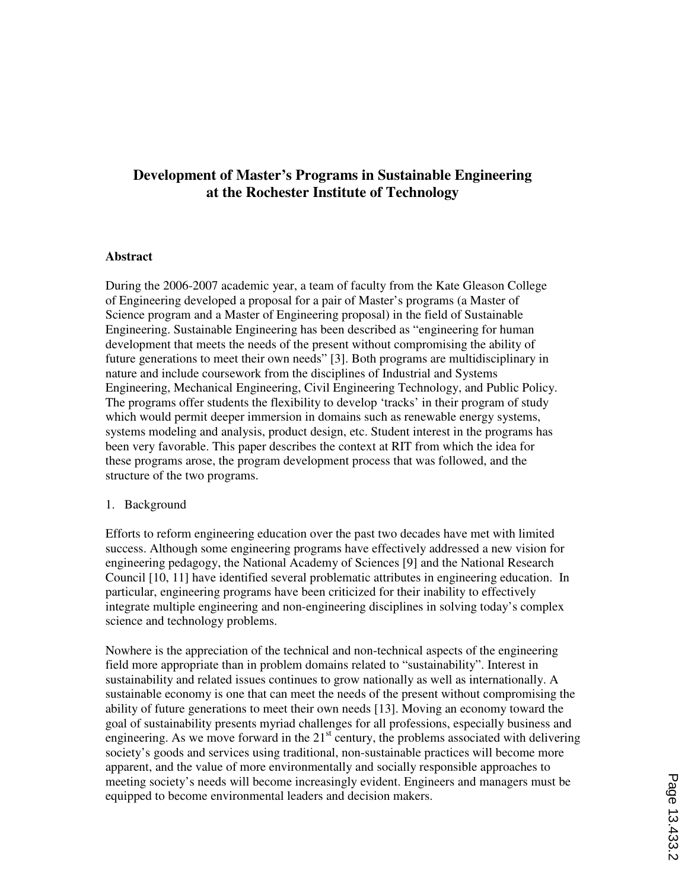# Development of Master's Programs in Sustainable Engineering at the Rochester Institute of Technology

## Abstract

During the 2006-2007 academic year, a team of faculty from the Kate Gleason College of Engineering developed a proposal for a pair of Master's programs (a Master of Science program and a Master of Engineering proposal) in the field of Sustainable Engineering. Sustainable Engineering has been described as "engineering for human development that meets the needs of the present without compromising the ability of future generations to meet their own needs" [3]. Both programs are multidisciplinary in nature and include coursework from the disciplines of Industrial and Systems Engineering, Mechanical Engineering, Civil Engineering Technology, and Public Policy. The programs offer students the flexibility to develop 'tracks' in their program of study which would permit deeper immersion in domains such as renewable energy systems, systems modeling and analysis, product design, etc. Student interest in the programs has been very favorable. This paper describes the context at RIT from which the idea for these programs arose, the program development process that was followed, and the structure of the two programs.

## 1. Background

Efforts to reform engineering education over the past two decades have met with limited success. Although some engineering programs have effectively addressed a new vision for engineering pedagogy, the National Academy of Sciences [9] and the National Research Council [10, 11] have identified several problematic attributes in engineering education. In particular, engineering programs have been criticized for their inability to effectively integrate multiple engineering and non-engineering disciplines in solving today's complex science and technology problems.

Nowhere is the appreciation of the technical and non-technical aspects of the engineering field more appropriate than in problem domains related to "sustainability". Interest in sustainability and related issues continues to grow nationally as well as internationally. A sustainable economy is one that can meet the needs of the present without compromising the ability of future generations to meet their own needs [13]. Moving an economy toward the goal of sustainability presents myriad challenges for all professions, especially business and engineering. As we move forward in the 21st century, the problems associated with delivering society's goods and services using traditional, non-sustainable practices will become more apparent, and the value of more environmentally and socially responsible approaches to meeting society's needs will become increasingly evident. Engineers and managers must be equipped to become environmental leaders and decision makers.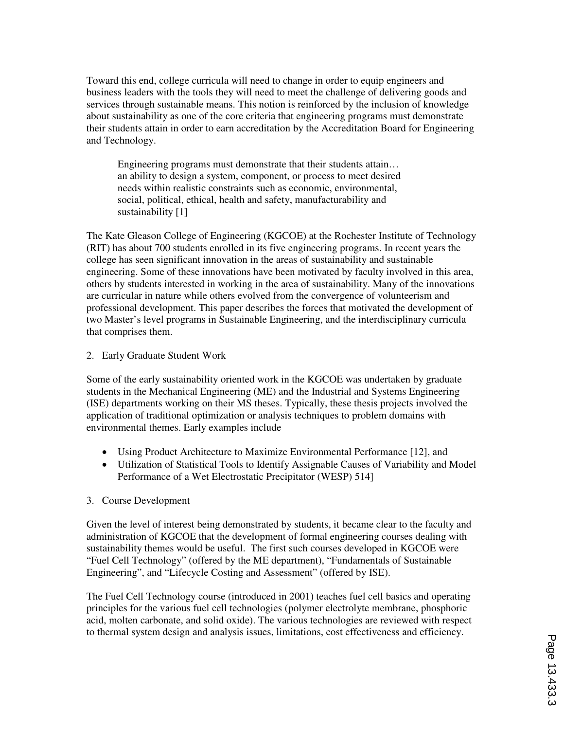Toward this end, college curricula will need to change in order to equip engineers and business leaders with the tools they will need to meet the challenge of delivering goods and services through sustainable means. This notion is reinforced by the inclusion of knowledge about sustainability as one of the core criteria that engineering programs must demonstrate their students attain in order to earn accreditation by the Accreditation Board for Engineering and Technology.

> Engineering programs must demonstrate that their students attain… an ability to design a system, component, or process to meet desired needs within realistic constraints such as economic, environmental, social, political, ethical, health and safety, manufacturability and sustainability [1]

The Kate Gleason College of Engineering (KGCOE) at the Rochester Institute of Technology (RIT) has about 700 students enrolled in its five engineering programs. In recent years the college has seen significant innovation in the areas of sustainability and sustainable engineering. Some of these innovations have been motivated by faculty involved in this area, others by students interested in working in the area of sustainability. Many of the innovations are curricular in nature while others evolved from the convergence of volunteerism and professional development. This paper describes the forces that motivated the development of two Master's level programs in Sustainable Engineering, and the interdisciplinary curricula that comprises them.

## 2. Early Graduate Student Work

Some of the early sustainability oriented work in the KGCOE was undertaken by graduate students in the Mechanical Engineering (ME) and the Industrial and Systems Engineering (ISE) departments working on their MS theses. Typically, these thesis projects involved the application of traditional optimization or analysis techniques to problem domains with environmental themes. Early examples include

- Using Product Architecture to Maximize Environmental Performance [12], and
- Utilization of Statistical Tools to Identify Assignable Causes of Variability and Model Performance of a Wet Electrostatic Precipitator (WESP) 514]

## 3. Course Development

Given the level of interest being demonstrated by students, it became clear to the faculty and administration of KGCOE that the development of formal engineering courses dealing with sustainability themes would be useful. The first such courses developed in KGCOE were "Fuel Cell Technology" (offered by the ME department), "Fundamentals of Sustainable Engineering", and "Lifecycle Costing and Assessment" (offered by ISE).

The Fuel Cell Technology course (introduced in 2001) teaches fuel cell basics and operating principles for the various fuel cell technologies (polymer electrolyte membrane, phosphoric acid, molten carbonate, and solid oxide). The various technologies are reviewed with respect to thermal system design and analysis issues, limitations, cost effectiveness and efficiency.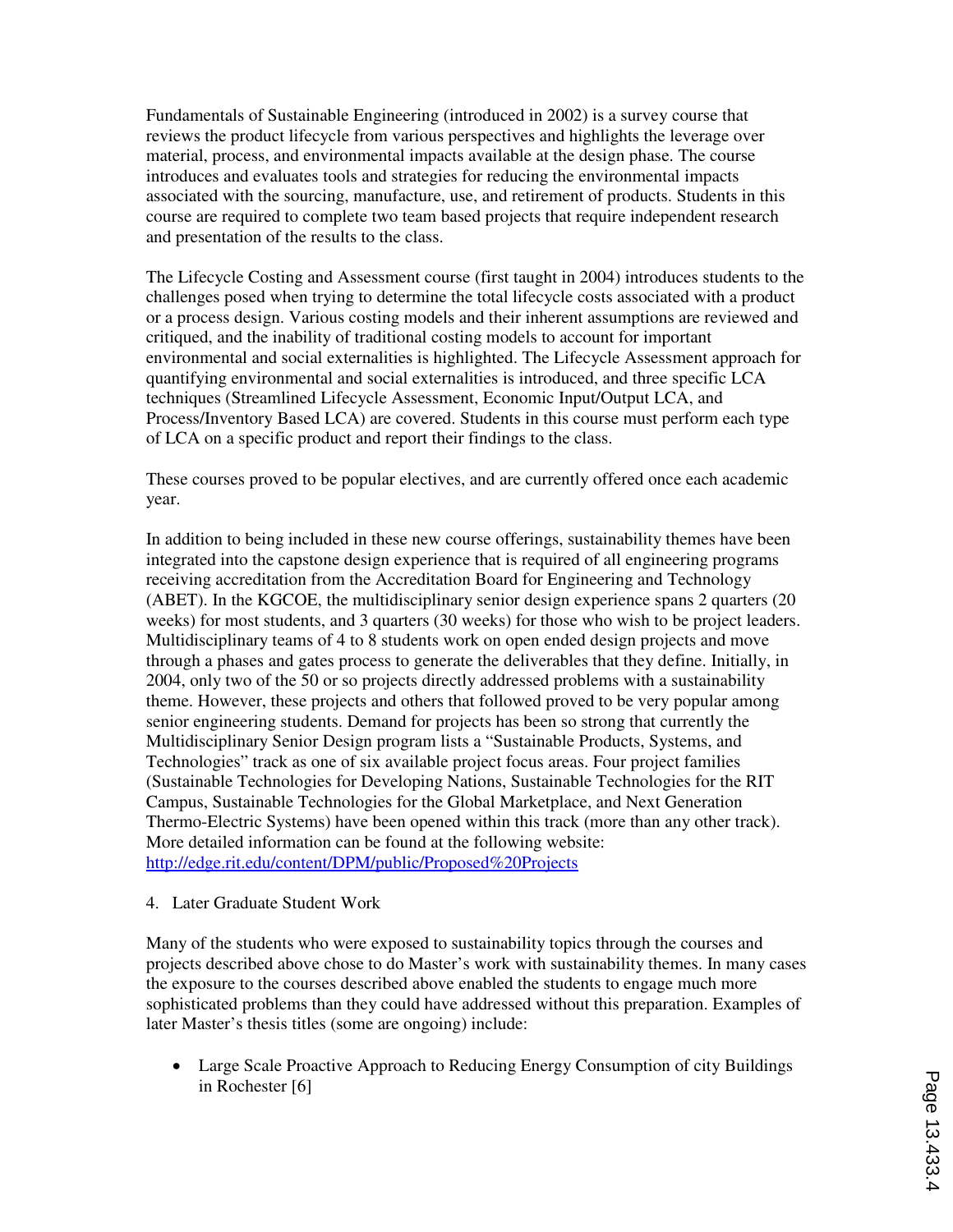Fundamentals of Sustainable Engineering (introduced in 2002) is a survey course that reviews the product lifecycle from various perspectives and highlights the leverage over material, process, and environmental impacts available at the design phase. The course introduces and evaluates tools and strategies for reducing the environmental impacts associated with the sourcing, manufacture, use, and retirement of products. Students in this course are required to complete two team based projects that require independent research and presentation of the results to the class.

The Lifecycle Costing and Assessment course (first taught in 2004) introduces students to the challenges posed when trying to determine the total lifecycle costs associated with a product or a process design. Various costing models and their inherent assumptions are reviewed and critiqued, and the inability of traditional costing models to account for important environmental and social externalities is highlighted. The Lifecycle Assessment approach for quantifying environmental and social externalities is introduced, and three specific LCA techniques (Streamlined Lifecycle Assessment, Economic Input/Output LCA, and Process/Inventory Based LCA) are covered. Students in this course must perform each type of LCA on a specific product and report their findings to the class.

These courses proved to be popular electives, and are currently offered once each academic year.

In addition to being included in these new course offerings, sustainability themes have been integrated into the capstone design experience that is required of all engineering programs receiving accreditation from the Accreditation Board for Engineering and Technology (ABET). In the KGCOE, the multidisciplinary senior design experience spans 2 quarters (20 weeks) for most students, and 3 quarters (30 weeks) for those who wish to be project leaders. Multidisciplinary teams of 4 to 8 students work on open ended design projects and move through a phases and gates process to generate the deliverables that they define. Initially, in 2004, only two of the 50 or so projects directly addressed problems with a sustainability theme. However, these projects and others that followed proved to be very popular among senior engineering students. Demand for projects has been so strong that currently the Multidisciplinary Senior Design program lists a "Sustainable Products, Systems, and Technologies" track as one of six available project focus areas. Four project families (Sustainable Technologies for Developing Nations, Sustainable Technologies for the RIT Campus, Sustainable Technologies for the Global Marketplace, and Next Generation Thermo-Electric Systems) have been opened within this track (more than any other track). More detailed information can be found at the following website: http://edge.rit.edu/content/DPM/public/Proposed%20Projects

4. Later Graduate Student Work

Many of the students who were exposed to sustainability topics through the courses and projects described above chose to do Master's work with sustainability themes. In many cases the exposure to the courses described above enabled the students to engage much more sophisticated problems than they could have addressed without this preparation. Examples of later Master's thesis titles (some are ongoing) include:

- Large Scale Proactive Approach to Reducing Energy Consumption of city Buildings in Rochester [6]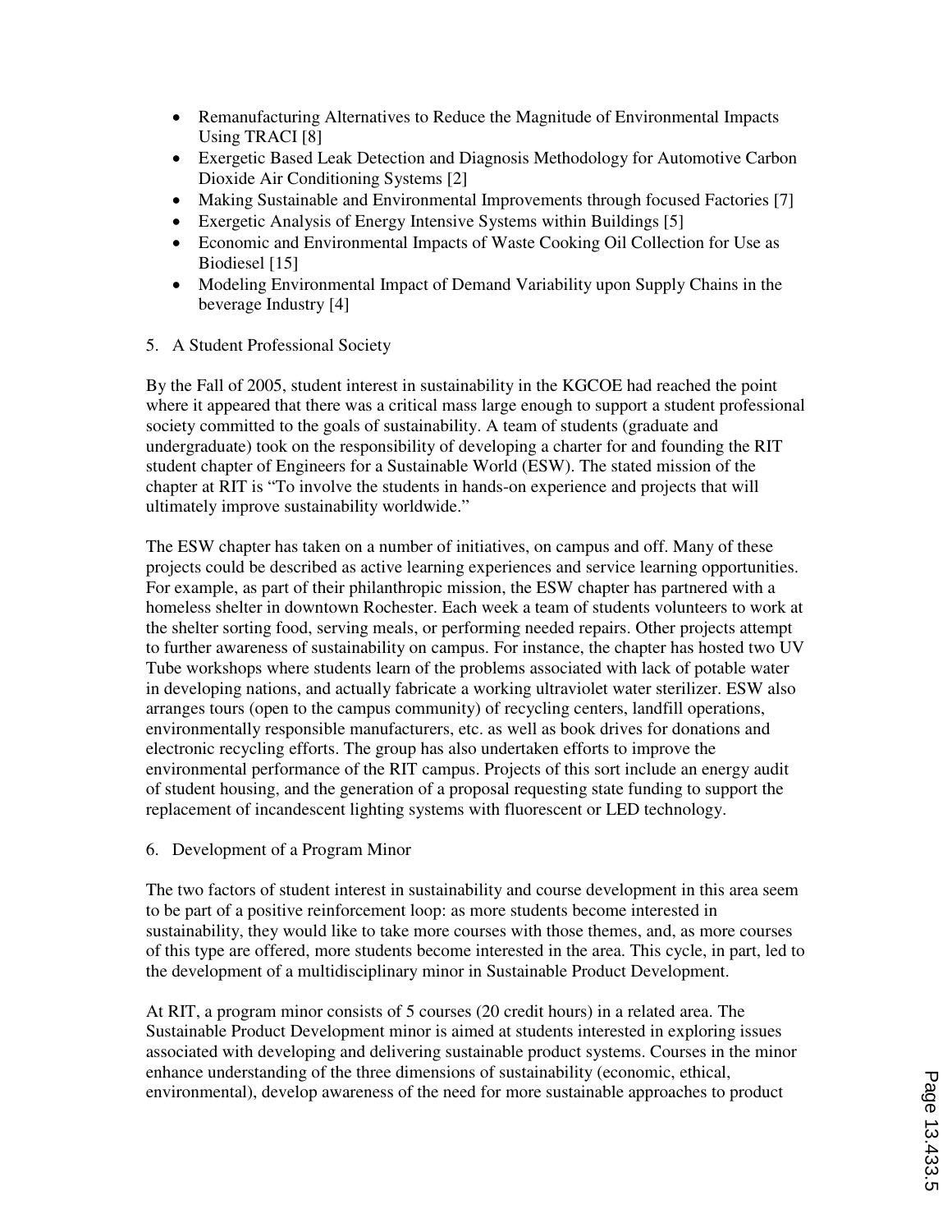- Remanufacturing Alternatives to Reduce the Magnitude of Environmental Impacts Using TRACI [8]
- Exergetic Based Leak Detection and Diagnosis Methodology for Automotive Carbon Dioxide Air Conditioning Systems [2]
- Making Sustainable and Environmental Improvements through focused Factories [7]
- Exergetic Analysis of Energy Intensive Systems within Buildings [5]
- Economic and Environmental Impacts of Waste Cooking Oil Collection for Use as Biodiesel [15]
- Modeling Environmental Impact of Demand Variability upon Supply Chains in the beverage Industry [4]

## 5. A Student Professional Society

By the Fall of 2005, student interest in sustainability in the KGCOE had reached the point where it appeared that there was a critical mass large enough to support a student professional society committed to the goals of sustainability. A team of students (graduate and undergraduate) took on the responsibility of developing a charter for and founding the RIT student chapter of Engineers for a Sustainable World (ESW). The stated mission of the chapter at RIT is "To involve the students in hands-on experience and projects that will ultimately improve sustainability worldwide."

The ESW chapter has taken on a number of initiatives, on campus and off. Many of these projects could be described as active learning experiences and service learning opportunities. For example, as part of their philanthropic mission, the ESW chapter has partnered with a homeless shelter in downtown Rochester. Each week a team of students volunteers to work at the shelter sorting food, serving meals, or performing needed repairs. Other projects attempt to further awareness of sustainability on campus. For instance, the chapter has hosted two UV Tube workshops where students learn of the problems associated with lack of potable water in developing nations, and actually fabricate a working ultraviolet water sterilizer. ESW also arranges tours (open to the campus community) of recycling centers, landfill operations, environmentally responsible manufacturers, etc. as well as book drives for donations and electronic recycling efforts. The group has also undertaken efforts to improve the environmental performance of the RIT campus. Projects of this sort include an energy audit of student housing, and the generation of a proposal requesting state funding to support the replacement of incandescent lighting systems with fluorescent or LED technology.

## 6. Development of a Program Minor

The two factors of student interest in sustainability and course development in this area seem to be part of a positive reinforcement loop: as more students become interested in sustainability, they would like to take more courses with those themes, and, as more courses of this type are offered, more students become interested in the area. This cycle, in part, led to the development of a multidisciplinary minor in Sustainable Product Development.

At RIT, a program minor consists of 5 courses (20 credit hours) in a related area. The Sustainable Product Development minor is aimed at students interested in exploring issues associated with developing and delivering sustainable product systems. Courses in the minor enhance understanding of the three dimensions of sustainability (economic, ethical, environmental), develop awareness of the need for more sustainable approaches to product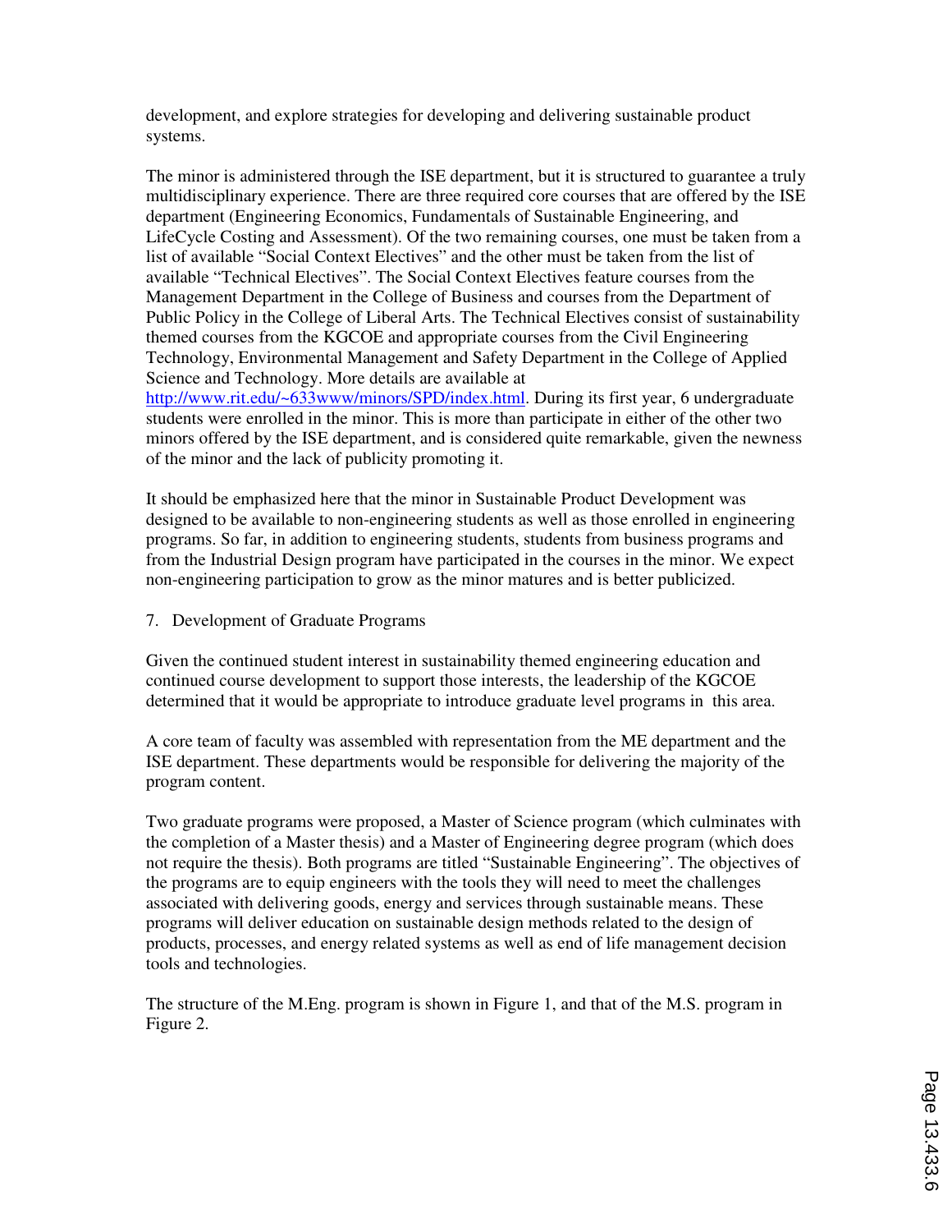development, and explore strategies for developing and delivering sustainable product systems.

The minor is administered through the ISE department, but it is structured to guarantee a truly multidisciplinary experience. There are three required core courses that are offered by the ISE department (Engineering Economics, Fundamentals of Sustainable Engineering, and LifeCycle Costing and Assessment). Of the two remaining courses, one must be taken from a list of available "Social Context Electives" and the other must be taken from the list of available "Technical Electives". The Social Context Electives feature courses from the Management Department in the College of Business and courses from the Department of Public Policy in the College of Liberal Arts. The Technical Electives consist of sustainability themed courses from the KGCOE and appropriate courses from the Civil Engineering Technology, Environmental Management and Safety Department in the College of Applied Science and Technology. More details are available at http://www.rit.edu/~633www/minors/SPD/index.html. During its first year, 6 undergraduate students were enrolled in the minor. This is more than participate in either of the other two minors offered by the ISE department, and is considered quite remarkable, given the newness of the minor and the lack of publicity promoting it.

It should be emphasized here that the minor in Sustainable Product Development was designed to be available to non-engineering students as well as those enrolled in engineering programs. So far, in addition to engineering students, students from business programs and from the Industrial Design program have participated in the courses in the minor. We expect non-engineering participation to grow as the minor matures and is better publicized.

## 7. Development of Graduate Programs

Given the continued student interest in sustainability themed engineering education and continued course development to support those interests, the leadership of the KGCOE determined that it would be appropriate to introduce graduate level programs in this area.

A core team of faculty was assembled with representation from the ME department and the ISE department. These departments would be responsible for delivering the majority of the program content.

Two graduate programs were proposed, a Master of Science program (which culminates with the completion of a Master thesis) and a Master of Engineering degree program (which does not require the thesis). Both programs are titled "Sustainable Engineering". The objectives of the programs are to equip engineers with the tools they will need to meet the challenges associated with delivering goods, energy and services through sustainable means. These programs will deliver education on sustainable design methods related to the design of products, processes, and energy related systems as well as end of life management decision tools and technologies.

The structure of the M.Eng. program is shown in Figure 1, and that of the M.S. program in Figure 2.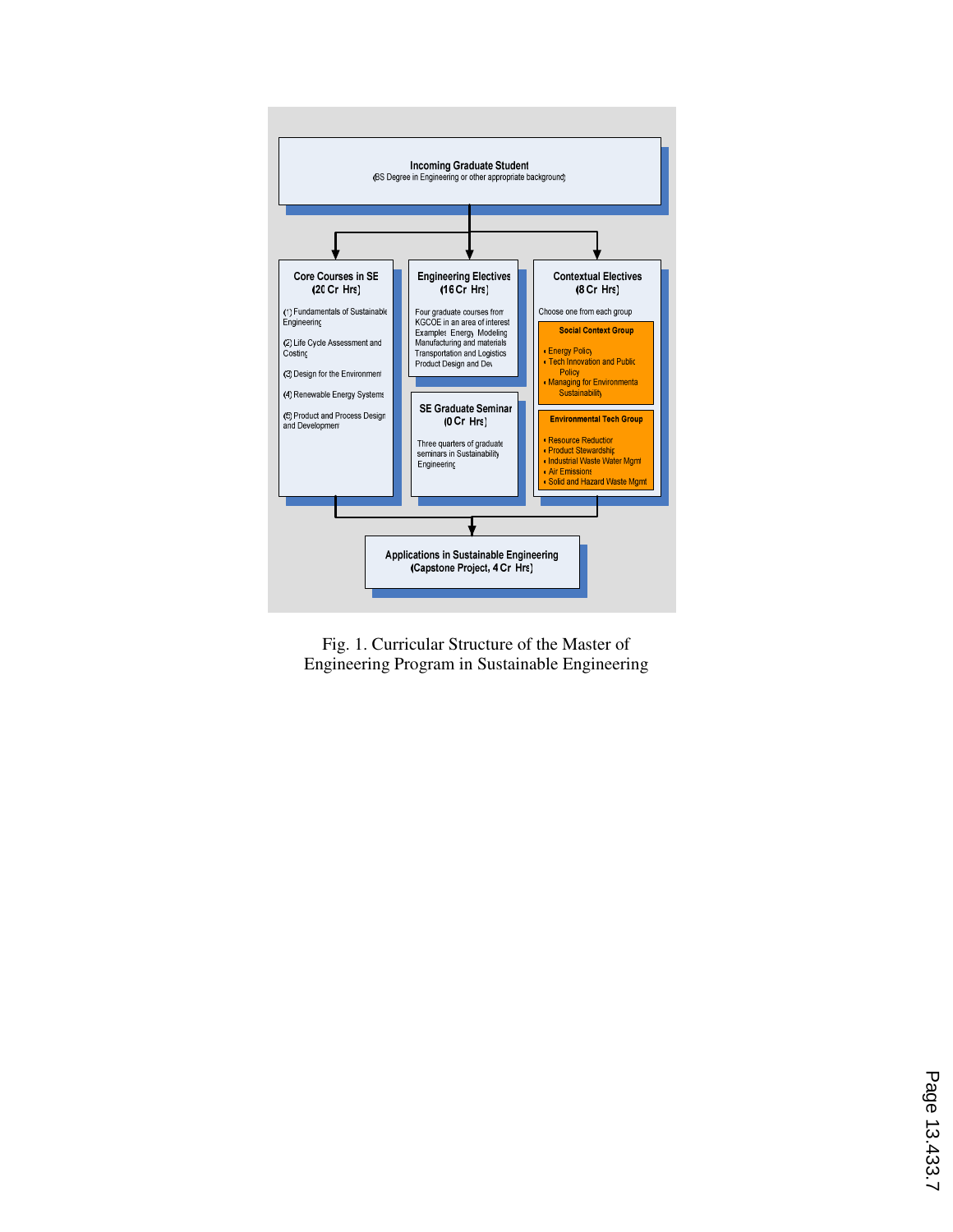Incoming Graduate Student
(BS Degree in Engineering or other appropriate background)

**Core Courses in SE (20 Cr Hrs)**

(1) Fundamentals of Sustainable Engineering

(2) Life Cycle Assessment and Costing

(3) Design for the Environment

(4) Renewable Energy Systems

(5) Product and Process Design and Development

**Engineering Electives (16 Cr Hrs)**

Four graduate courses from KGCOE in an area of interest. Examples: Energy Modeling, Manufacturing and materials, Transportation and Logistics, Product Design and Dev

**SE Graduate Seminar (0 Cr Hrs)**

Three quarters of graduate seminars in Sustainability Engineering

**Contextual Electives (8 Cr Hrs)**

Choose one from each group

Social Context Group
- Energy Policy
- Tech Innovation and Public Policy
- Managing for Environmental Sustainability

Environmental Tech Group
- Resource Reduction
- Product Stewardship
- Industrial Waste Water Mgmt
- Air Emissions
- Solid and Hazard Waste Mgmt

**Applications in Sustainable Engineering (Capstone Project, 4 Cr Hrs)**

Fig. 1. Curricular Structure of the Master of Engineering Program in Sustainable Engineering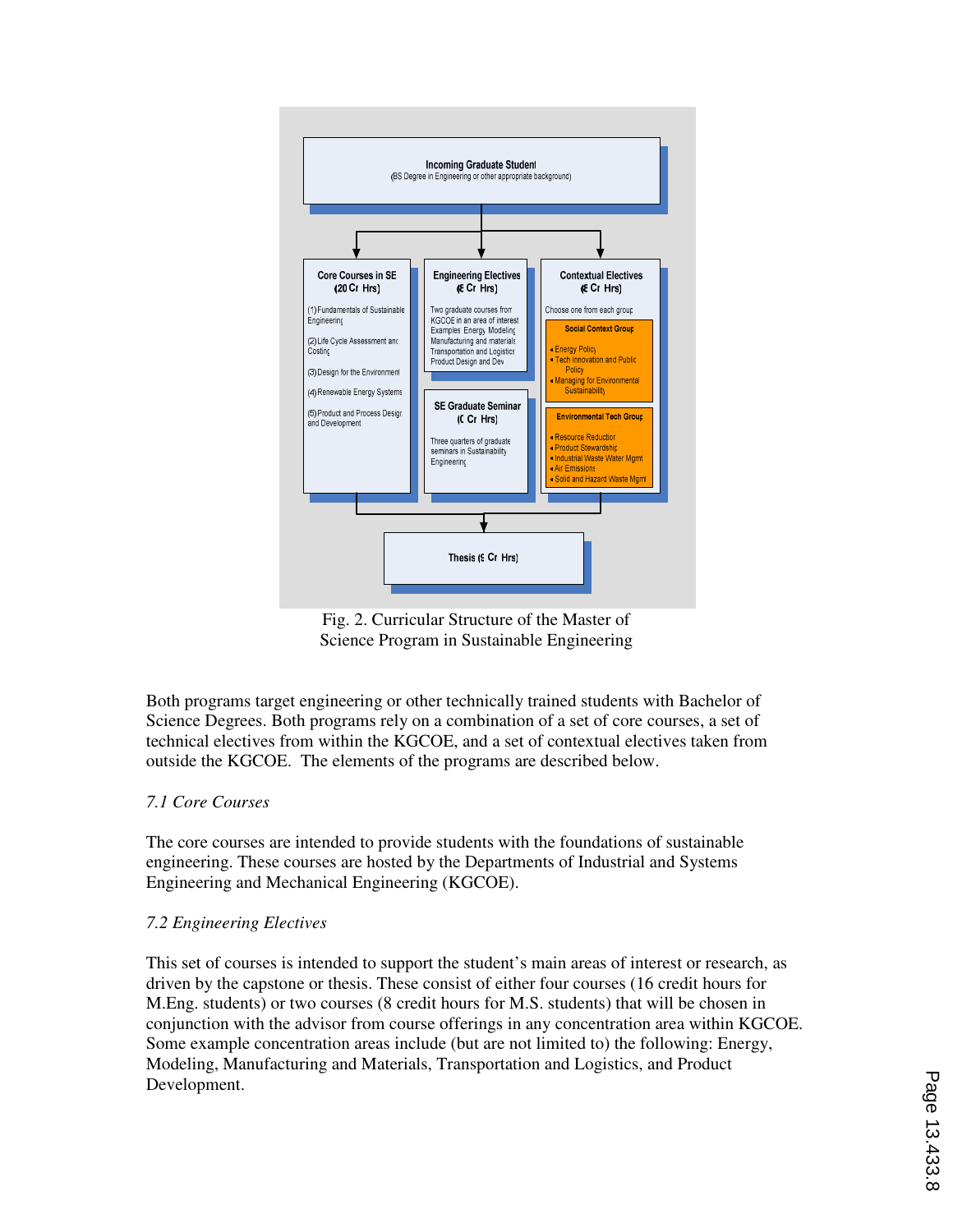Fig. 2. Curricular Structure of the Master of Science Program in Sustainable Engineering

Both programs target engineering or other technically trained students with Bachelor of Science Degrees. Both programs rely on a combination of a set of core courses, a set of technical electives from within the KGCOE, and a set of contextual electives taken from outside the KGCOE. The elements of the programs are described below.

*7.1 Core Courses*

The core courses are intended to provide students with the foundations of sustainable engineering. These courses are hosted by the Departments of Industrial and Systems Engineering and Mechanical Engineering (KGCOE).

*7.2 Engineering Electives*

This set of courses is intended to support the student's main areas of interest or research, as driven by the capstone or thesis. These consist of either four courses (16 credit hours for M.Eng. students) or two courses (8 credit hours for M.S. students) that will be chosen in conjunction with the advisor from course offerings in any concentration area within KGCOE. Some example concentration areas include (but are not limited to) the following: Energy, Modeling, Manufacturing and Materials, Transportation and Logistics, and Product Development.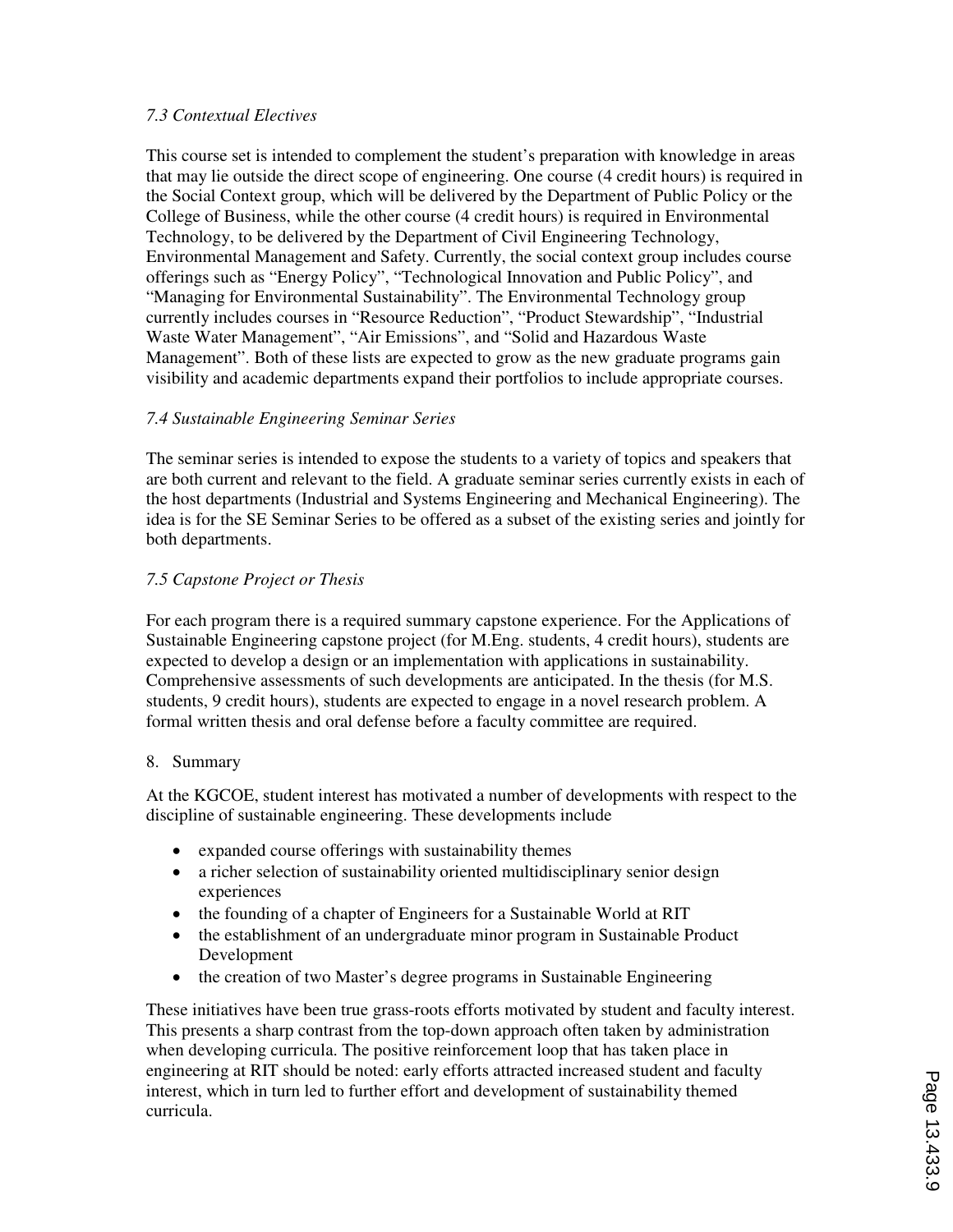### *7.3 Contextual Electives*

This course set is intended to complement the student's preparation with knowledge in areas that may lie outside the direct scope of engineering. One course (4 credit hours) is required in the Social Context group, which will be delivered by the Department of Public Policy or the College of Business, while the other course (4 credit hours) is required in Environmental Technology, to be delivered by the Department of Civil Engineering Technology, Environmental Management and Safety. Currently, the social context group includes course offerings such as "Energy Policy", "Technological Innovation and Public Policy", and "Managing for Environmental Sustainability". The Environmental Technology group currently includes courses in "Resource Reduction", "Product Stewardship", "Industrial Waste Water Management", "Air Emissions", and "Solid and Hazardous Waste Management". Both of these lists are expected to grow as the new graduate programs gain visibility and academic departments expand their portfolios to include appropriate courses.

### *7.4 Sustainable Engineering Seminar Series*

The seminar series is intended to expose the students to a variety of topics and speakers that are both current and relevant to the field. A graduate seminar series currently exists in each of the host departments (Industrial and Systems Engineering and Mechanical Engineering). The idea is for the SE Seminar Series to be offered as a subset of the existing series and jointly for both departments.

### *7.5 Capstone Project or Thesis*

For each program there is a required summary capstone experience. For the Applications of Sustainable Engineering capstone project (for M.Eng. students, 4 credit hours), students are expected to develop a design or an implementation with applications in sustainability. Comprehensive assessments of such developments are anticipated. In the thesis (for M.S. students, 9 credit hours), students are expected to engage in a novel research problem. A formal written thesis and oral defense before a faculty committee are required.

## 8. Summary

At the KGCOE, student interest has motivated a number of developments with respect to the discipline of sustainable engineering. These developments include

- expanded course offerings with sustainability themes
- a richer selection of sustainability oriented multidisciplinary senior design experiences
- the founding of a chapter of Engineers for a Sustainable World at RIT
- the establishment of an undergraduate minor program in Sustainable Product Development
- the creation of two Master's degree programs in Sustainable Engineering

These initiatives have been true grass-roots efforts motivated by student and faculty interest. This presents a sharp contrast from the top-down approach often taken by administration when developing curricula. The positive reinforcement loop that has taken place in engineering at RIT should be noted: early efforts attracted increased student and faculty interest, which in turn led to further effort and development of sustainability themed curricula.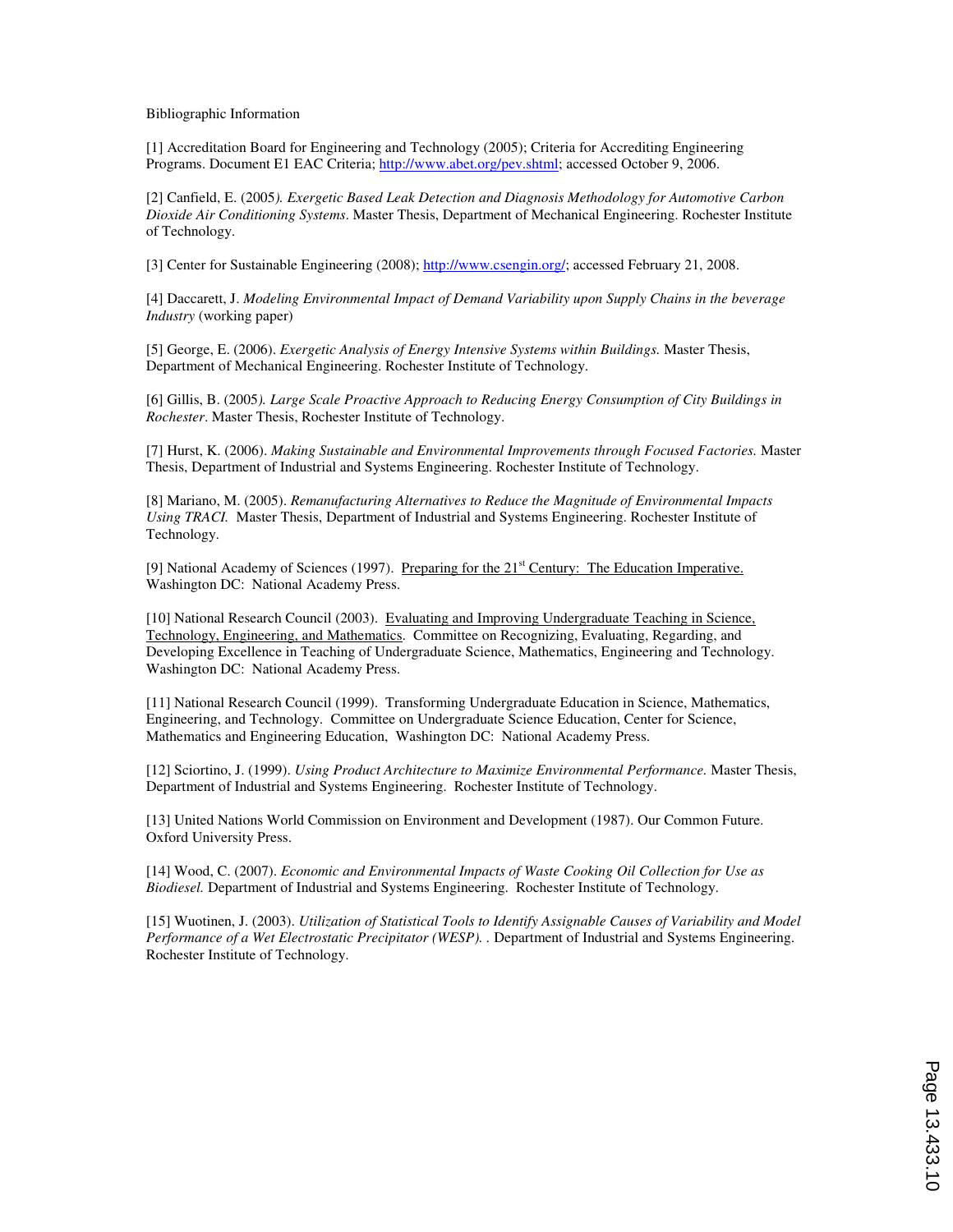Bibliographic Information

[1] Accreditation Board for Engineering and Technology (2005); Criteria for Accrediting Engineering Programs. Document E1 EAC Criteria; http://www.abet.org/pev.shtml; accessed October 9, 2006.

[2] Canfield, E. (2005*). Exergetic Based Leak Detection and Diagnosis Methodology for Automotive Carbon Dioxide Air Conditioning Systems*. Master Thesis, Department of Mechanical Engineering. Rochester Institute of Technology.

[3] Center for Sustainable Engineering (2008); http://www.csengin.org/; accessed February 21, 2008.

[4] Daccarett, J. *Modeling Environmental Impact of Demand Variability upon Supply Chains in the beverage Industry* (working paper)

[5] George, E. (2006). *Exergetic Analysis of Energy Intensive Systems within Buildings.* Master Thesis, Department of Mechanical Engineering. Rochester Institute of Technology.

[6] Gillis, B. (2005*). Large Scale Proactive Approach to Reducing Energy Consumption of City Buildings in Rochester*. Master Thesis, Rochester Institute of Technology.

[7] Hurst, K. (2006). *Making Sustainable and Environmental Improvements through Focused Factories.* Master Thesis, Department of Industrial and Systems Engineering. Rochester Institute of Technology.

[8] Mariano, M. (2005). *Remanufacturing Alternatives to Reduce the Magnitude of Environmental Impacts Using TRACI.* Master Thesis, Department of Industrial and Systems Engineering. Rochester Institute of Technology.

[9] National Academy of Sciences (1997). Preparing for the 21st Century: The Education Imperative. Washington DC: National Academy Press.

[10] National Research Council (2003). Evaluating and Improving Undergraduate Teaching in Science, Technology, Engineering, and Mathematics. Committee on Recognizing, Evaluating, Regarding, and Developing Excellence in Teaching of Undergraduate Science, Mathematics, Engineering and Technology. Washington DC: National Academy Press.

[11] National Research Council (1999). Transforming Undergraduate Education in Science, Mathematics, Engineering, and Technology. Committee on Undergraduate Science Education, Center for Science, Mathematics and Engineering Education, Washington DC: National Academy Press.

[12] Sciortino, J. (1999). *Using Product Architecture to Maximize Environmental Performance.* Master Thesis, Department of Industrial and Systems Engineering. Rochester Institute of Technology.

[13] United Nations World Commission on Environment and Development (1987). Our Common Future. Oxford University Press.

[14] Wood, C. (2007). *Economic and Environmental Impacts of Waste Cooking Oil Collection for Use as Biodiesel.* Department of Industrial and Systems Engineering. Rochester Institute of Technology.

[15] Wuotinen, J. (2003). *Utilization of Statistical Tools to Identify Assignable Causes of Variability and Model Performance of a Wet Electrostatic Precipitator (WESP).* . Department of Industrial and Systems Engineering. Rochester Institute of Technology.